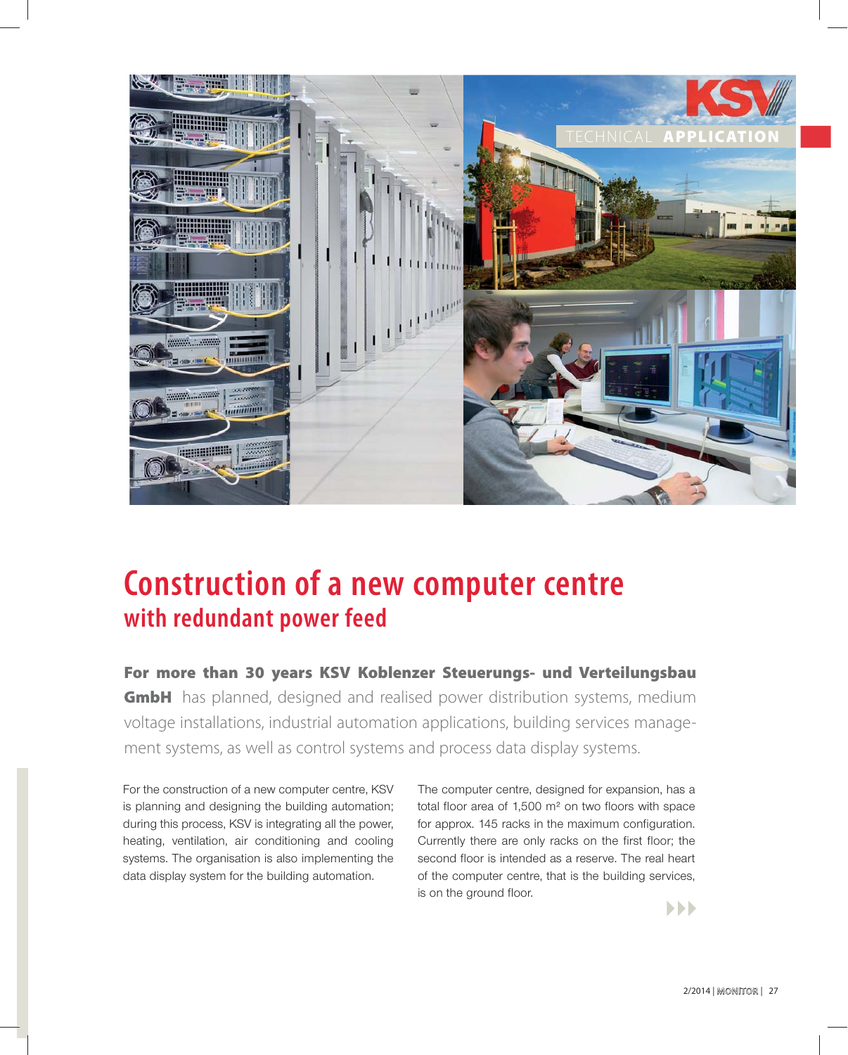# Construction of a new computer centre

## with redundant power feed

**For more than 30 years KSV Koblenzer Steuerungs- und Verteilungsbau GmbH** has planned, designed and realised power distribution systems, medium voltage installations, industrial automation applications, building services management systems, as well as control systems and process data display systems.

For the construction of a new computer centre, KSV is planning and designing the building automation; during this process, KSV is integrating all the power, heating, ventilation, air conditioning and cooling systems. The organisation is also implementing the data display system for the building automation.

The computer centre, designed for expansion, has a total floor area of 1,500 m² on two floors with space for approx. 145 racks in the maximum configuration. Currently there are only racks on the first floor; the second floor is intended as a reserve. The real heart of the computer centre, that is the building services, is on the ground floor.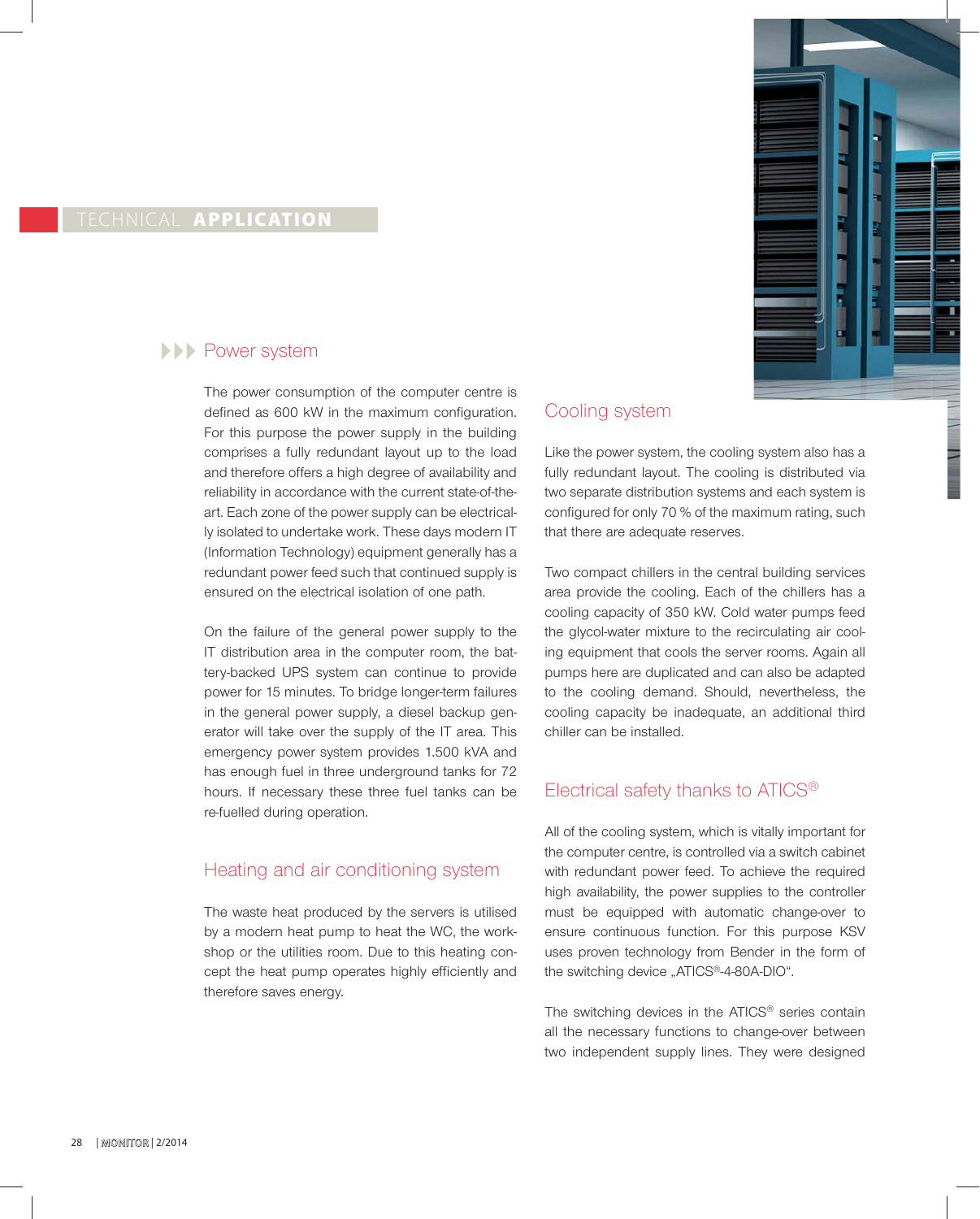TECHNICAL **APPLICATION**

## Power system

The power consumption of the computer centre is defined as 600 kW in the maximum configuration. For this purpose the power supply in the building comprises a fully redundant layout up to the load and therefore offers a high degree of availability and reliability in accordance with the current state-of-the-art. Each zone of the power supply can be electrically isolated to undertake work. These days modern IT (Information Technology) equipment generally has a redundant power feed such that continued supply is ensured on the electrical isolation of one path.

On the failure of the general power supply to the IT distribution area in the computer room, the battery-backed UPS system can continue to provide power for 15 minutes. To bridge longer-term failures in the general power supply, a diesel backup generator will take over the supply of the IT area. This emergency power system provides 1.500 kVA and has enough fuel in three underground tanks for 72 hours. If necessary these three fuel tanks can be re-fuelled during operation.

## Heating and air conditioning system

The waste heat produced by the servers is utilised by a modern heat pump to heat the WC, the workshop or the utilities room. Due to this heating concept the heat pump operates highly efficiently and therefore saves energy.

## Cooling system

Like the power system, the cooling system also has a fully redundant layout. The cooling is distributed via two separate distribution systems and each system is configured for only 70 % of the maximum rating, such that there are adequate reserves.

Two compact chillers in the central building services area provide the cooling. Each of the chillers has a cooling capacity of 350 kW. Cold water pumps feed the glycol-water mixture to the recirculating air cooling equipment that cools the server rooms. Again all pumps here are duplicated and can also be adapted to the cooling demand. Should, nevertheless, the cooling capacity be inadequate, an additional third chiller can be installed.

## Electrical safety thanks to ATICS®

All of the cooling system, which is vitally important for the computer centre, is controlled via a switch cabinet with redundant power feed. To achieve the required high availability, the power supplies to the controller must be equipped with automatic change-over to ensure continuous function. For this purpose KSV uses proven technology from Bender in the form of the switching device „ATICS®-4-80A-DIO“.

The switching devices in the ATICS® series contain all the necessary functions to change-over between two independent supply lines. They were designed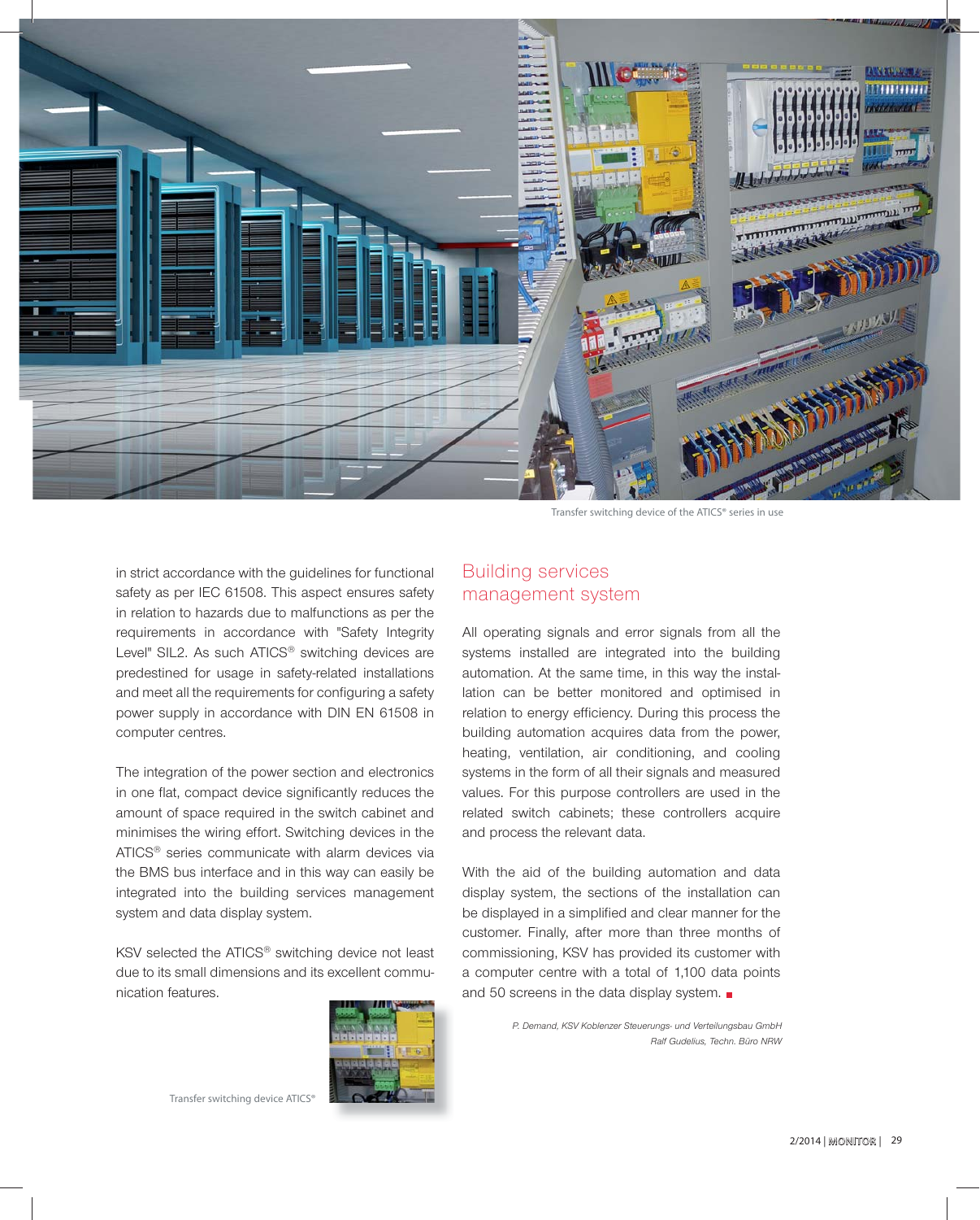Transfer switching device of the ATICS® series in use

in strict accordance with the guidelines for functional safety as per IEC 61508. This aspect ensures safety in relation to hazards due to malfunctions as per the requirements in accordance with "Safety Integrity Level" SIL2. As such ATICS® switching devices are predestined for usage in safety-related installations and meet all the requirements for configuring a safety power supply in accordance with DIN EN 61508 in computer centres.

The integration of the power section and electronics in one flat, compact device significantly reduces the amount of space required in the switch cabinet and minimises the wiring effort. Switching devices in the ATICS® series communicate with alarm devices via the BMS bus interface and in this way can easily be integrated into the building services management system and data display system.

KSV selected the ATICS® switching device not least due to its small dimensions and its excellent communication features.

Transfer switching device ATICS®

## Building services management system

All operating signals and error signals from all the systems installed are integrated into the building automation. At the same time, in this way the installation can be better monitored and optimised in relation to energy efficiency. During this process the building automation acquires data from the power, heating, ventilation, air conditioning, and cooling systems in the form of all their signals and measured values. For this purpose controllers are used in the related switch cabinets; these controllers acquire and process the relevant data.

With the aid of the building automation and data display system, the sections of the installation can be displayed in a simplified and clear manner for the customer. Finally, after more than three months of commissioning, KSV has provided its customer with a computer centre with a total of 1,100 data points and 50 screens in the data display system. ■

*P. Demand, KSV Koblenzer Steuerungs- und Verteilungsbau GmbH*
*Ralf Gudelius, Techn. Büro NRW*